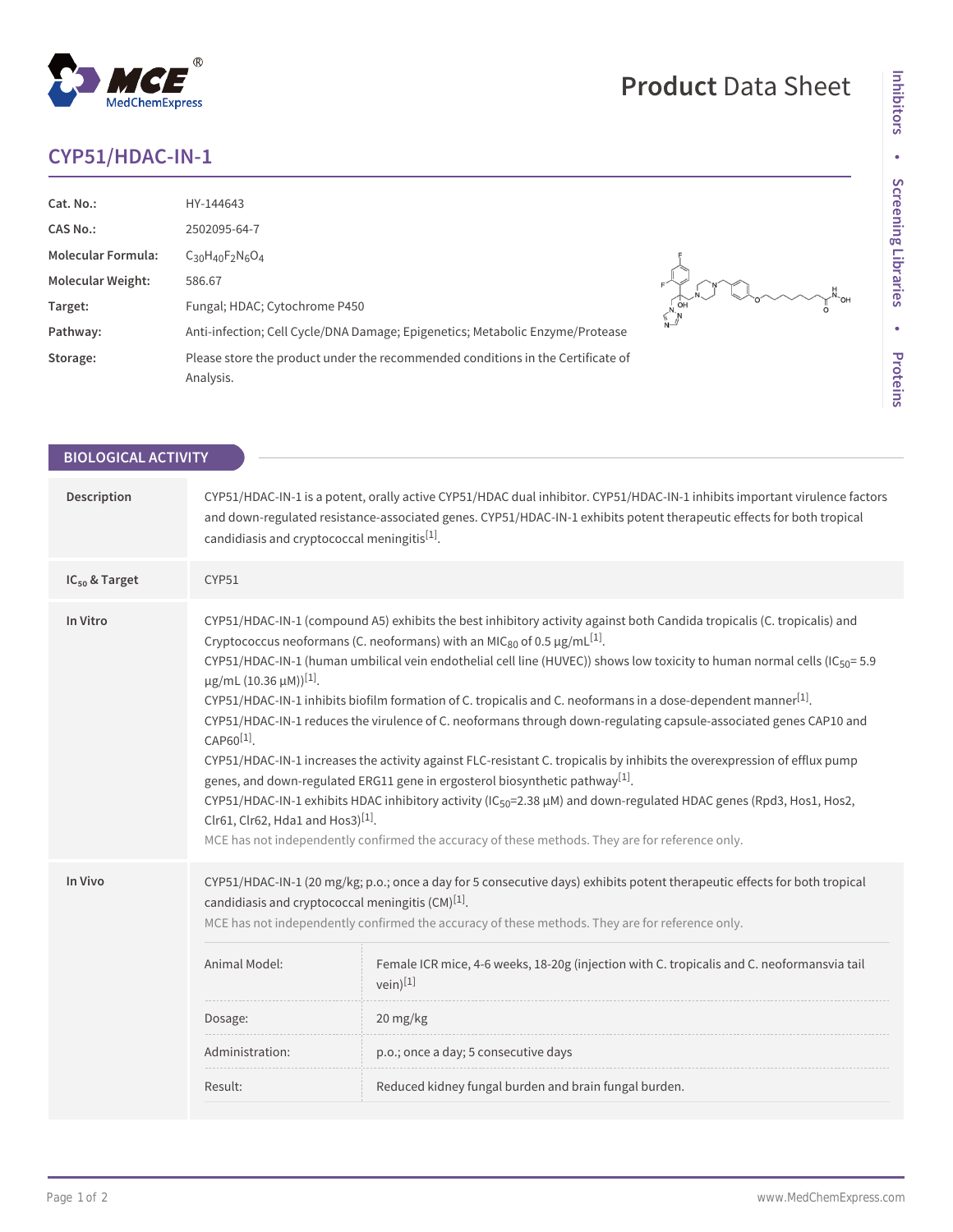# CYP51/HDAC-IN-1

| | |
|---|---|
| **Cat. No.:** | HY-144643 |
| **CAS No.:** | 2502095-64-7 |
| **Molecular Formula:** | $C_{30}H_{40}F_2N_6O_4$ |
| **Molecular Weight:** | 586.67 |
| **Target:** | Fungal; HDAC; Cytochrome P450 |
| **Pathway:** | Anti-infection; Cell Cycle/DNA Damage; Epigenetics; Metabolic Enzyme/Protease |
| **Storage:** | Please store the product under the recommended conditions in the Certificate of Analysis. |

## BIOLOGICAL ACTIVITY

**Description**

CYP51/HDAC-IN-1 is a potent, orally active CYP51/HDAC dual inhibitor. CYP51/HDAC-IN-1 inhibits important virulence factors and down-regulated resistance-associated genes. CYP51/HDAC-IN-1 exhibits potent therapeutic effects for both tropical candidiasis and cryptococcal meningitis[1].

**$IC_{50}$ & Target**

CYP51

**In Vitro**

CYP51/HDAC-IN-1 (compound A5) exhibits the best inhibitory activity against both Candida tropicalis (C. tropicalis) and Cryptococcus neoformans (C. neoformans) with an $MIC_{80}$ of 0.5 μg/mL[1].

CYP51/HDAC-IN-1 (human umbilical vein endothelial cell line (HUVEC)) shows low toxicity to human normal cells ($IC_{50}$= 5.9 μg/mL (10.36 μM))[1].

CYP51/HDAC-IN-1 inhibits biofilm formation of C. tropicalis and C. neoformans in a dose-dependent manner[1].

CYP51/HDAC-IN-1 reduces the virulence of C. neoformans through down-regulating capsule-associated genes CAP10 and CAP60[1].

CYP51/HDAC-IN-1 increases the activity against FLC-resistant C. tropicalis by inhibits the overexpression of efflux pump genes, and down-regulated ERG11 gene in ergosterol biosynthetic pathway[1].

CYP51/HDAC-IN-1 exhibits HDAC inhibitory activity ($IC_{50}$=2.38 μM) and down-regulated HDAC genes (Rpd3, Hos1, Hos2, Clr61, Clr62, Hda1 and Hos3)[1].

MCE has not independently confirmed the accuracy of these methods. They are for reference only.

**In Vivo**

CYP51/HDAC-IN-1 (20 mg/kg; p.o.; once a day for 5 consecutive days) exhibits potent therapeutic effects for both tropical candidiasis and cryptococcal meningitis (CM)[1].

MCE has not independently confirmed the accuracy of these methods. They are for reference only.

| | |
|---|---|
| Animal Model: | Female ICR mice, 4-6 weeks, 18-20g (injection with C. tropicalis and C. neoformansvia tail vein)[1] |
| Dosage: | 20 mg/kg |
| Administration: | p.o.; once a day; 5 consecutive days |
| Result: | Reduced kidney fungal burden and brain fungal burden. |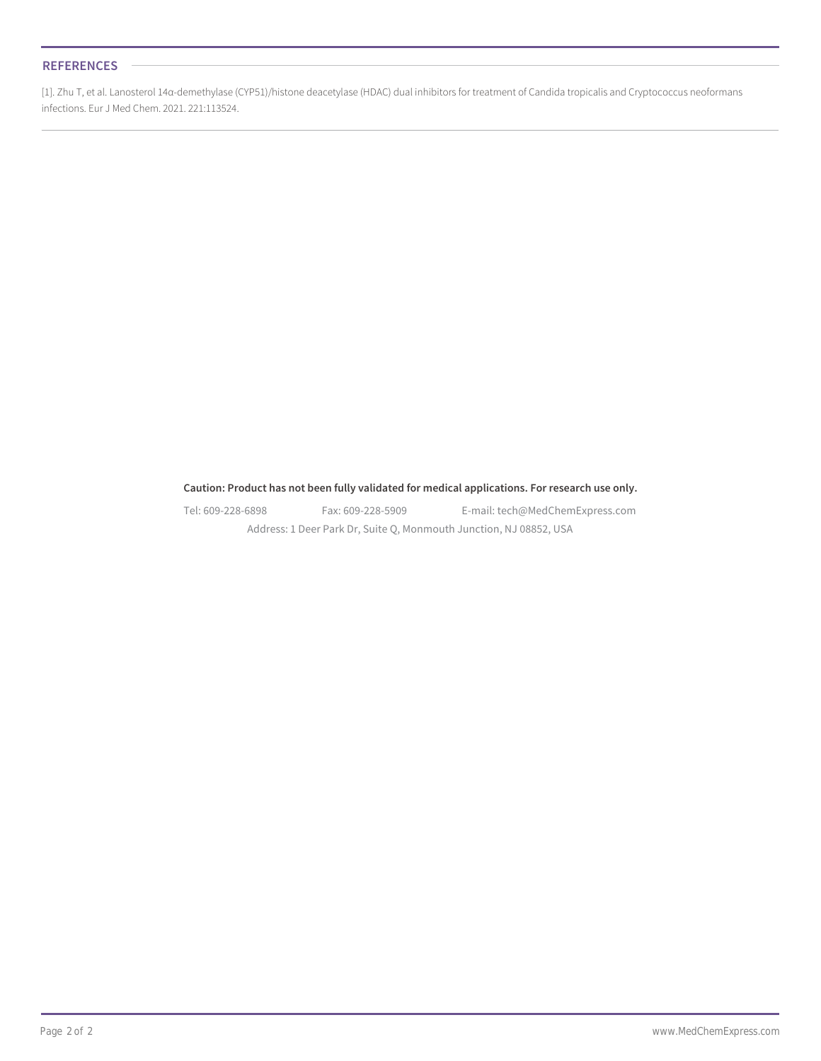## REFERENCES

[1]. Zhu T, et al. Lanosterol 14α-demethylase (CYP51)/histone deacetylase (HDAC) dual inhibitors for treatment of Candida tropicalis and Cryptococcus neoformans infections. Eur J Med Chem. 2021. 221:113524.

**Caution: Product has not been fully validated for medical applications. For research use only.**

Tel: 609-228-6898 Fax: 609-228-5909 E-mail: tech@MedChemExpress.com

Address: 1 Deer Park Dr, Suite Q, Monmouth Junction, NJ 08852, USA